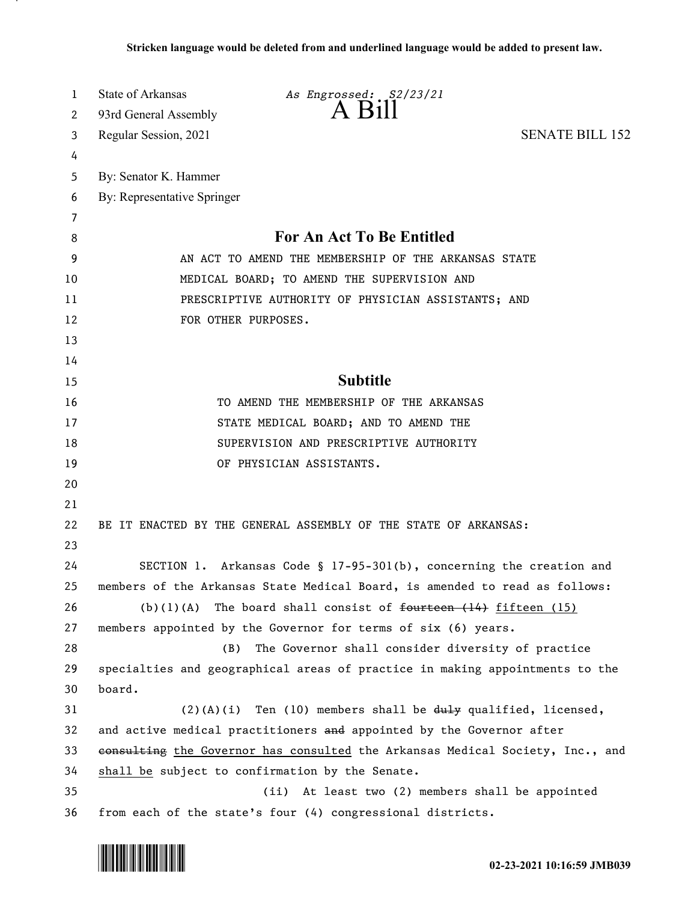**Stricken language would be deleted from and underlined language would be added to present law.**

State of Arkansas *As Engrossed: S2/23/21*
93rd General Assembly
Regular Session, 2021

# A Bill

SENATE BILL 152

By: Senator K. Hammer
By: Representative Springer

## For An Act To Be Entitled

AN ACT TO AMEND THE MEMBERSHIP OF THE ARKANSAS STATE MEDICAL BOARD; TO AMEND THE SUPERVISION AND PRESCRIPTIVE AUTHORITY OF PHYSICIAN ASSISTANTS; AND FOR OTHER PURPOSES.

## Subtitle

TO AMEND THE MEMBERSHIP OF THE ARKANSAS STATE MEDICAL BOARD; AND TO AMEND THE SUPERVISION AND PRESCRIPTIVE AUTHORITY OF PHYSICIAN ASSISTANTS.

BE IT ENACTED BY THE GENERAL ASSEMBLY OF THE STATE OF ARKANSAS:

SECTION 1. Arkansas Code § 17-95-301(b), concerning the creation and members of the Arkansas State Medical Board, is amended to read as follows:

(b)(1)(A) The board shall consist of ~~fourteen (14)~~ <u>fifteen (15)</u> members appointed by the Governor for terms of six (6) years.

(B) The Governor shall consider diversity of practice specialties and geographical areas of practice in making appointments to the board.

(2)(A)(i) Ten (10) members shall be ~~duly~~ qualified, licensed, and active medical practitioners ~~and~~ appointed by the Governor after ~~consulting~~ <u>the Governor has consulted</u> the Arkansas Medical Society, Inc., and <u>shall be</u> subject to confirmation by the Senate.

(ii) At least two (2) members shall be appointed from each of the state's four (4) congressional districts.

02-23-2021 10:16:59 JMB039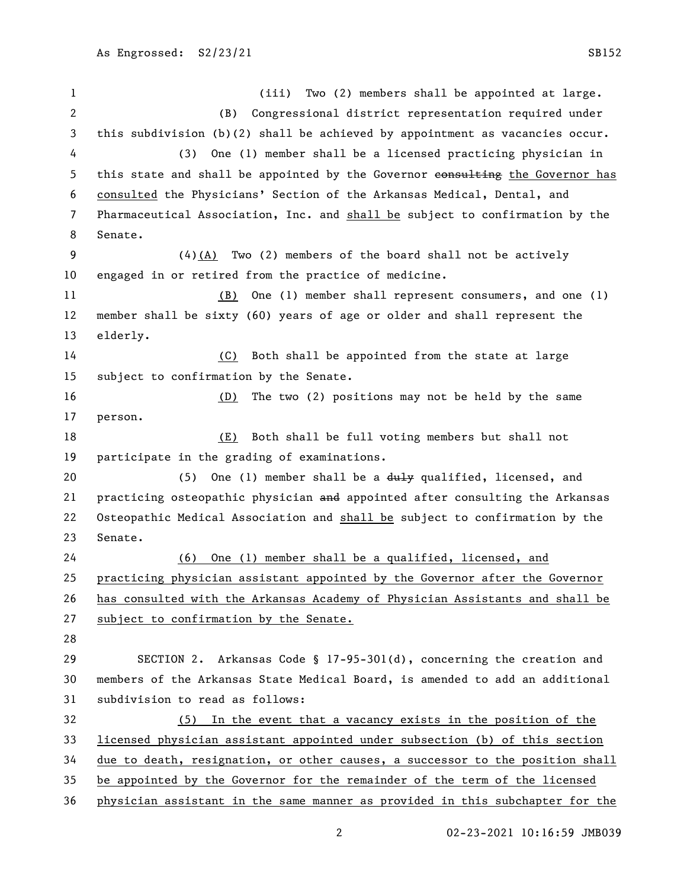(iii) Two (2) members shall be appointed at large.

(B) Congressional district representation required under this subdivision (b)(2) shall be achieved by appointment as vacancies occur.

(3) One (1) member shall be a licensed practicing physician in this state and shall be appointed by the Governor ~~consulting~~ the Governor has consulted the Physicians' Section of the Arkansas Medical, Dental, and Pharmaceutical Association, Inc. and shall be subject to confirmation by the Senate.

(4)(A) Two (2) members of the board shall not be actively engaged in or retired from the practice of medicine.

(B) One (1) member shall represent consumers, and one (1) member shall be sixty (60) years of age or older and shall represent the elderly.

(C) Both shall be appointed from the state at large subject to confirmation by the Senate.

(D) The two (2) positions may not be held by the same person.

(E) Both shall be full voting members but shall not participate in the grading of examinations.

(5) One (1) member shall be a ~~duly~~ qualified, licensed, and practicing osteopathic physician ~~and~~ appointed after consulting the Arkansas Osteopathic Medical Association and shall be subject to confirmation by the Senate.

(6) One (1) member shall be a qualified, licensed, and practicing physician assistant appointed by the Governor after the Governor has consulted with the Arkansas Academy of Physician Assistants and shall be subject to confirmation by the Senate.

SECTION 2. Arkansas Code § 17-95-301(d), concerning the creation and members of the Arkansas State Medical Board, is amended to add an additional subdivision to read as follows:

(5) In the event that a vacancy exists in the position of the licensed physician assistant appointed under subsection (b) of this section due to death, resignation, or other causes, a successor to the position shall be appointed by the Governor for the remainder of the term of the licensed physician assistant in the same manner as provided in this subchapter for the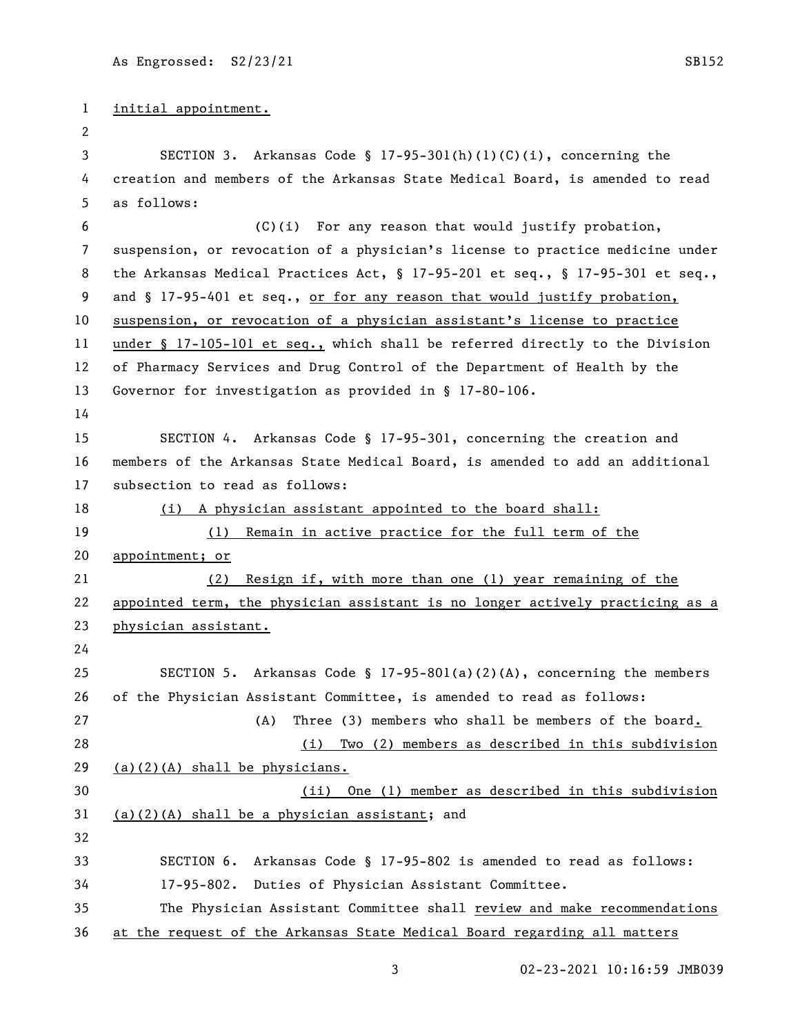initial appointment.

SECTION 3. Arkansas Code § 17-95-301(h)(1)(C)(i), concerning the creation and members of the Arkansas State Medical Board, is amended to read as follows:

(C)(i) For any reason that would justify probation, suspension, or revocation of a physician's license to practice medicine under the Arkansas Medical Practices Act, § 17-95-201 et seq., § 17-95-301 et seq., and § 17-95-401 et seq., <u>or for any reason that would justify probation, suspension, or revocation of a physician assistant's license to practice under § 17-105-101 et seq.,</u> which shall be referred directly to the Division of Pharmacy Services and Drug Control of the Department of Health by the Governor for investigation as provided in § 17-80-106.

SECTION 4. Arkansas Code § 17-95-301, concerning the creation and members of the Arkansas State Medical Board, is amended to add an additional subsection to read as follows:

<u>(i) A physician assistant appointed to the board shall:</u>

<u>(1) Remain in active practice for the full term of the appointment; or</u>

<u>(2) Resign if, with more than one (1) year remaining of the appointed term, the physician assistant is no longer actively practicing as a physician assistant.</u>

SECTION 5. Arkansas Code § 17-95-801(a)(2)(A), concerning the members of the Physician Assistant Committee, is amended to read as follows:

(A) Three (3) members who shall be members of the board<u>.</u>

<u>(i) Two (2) members as described in this subdivision (a)(2)(A) shall be physicians.</u>

<u>(ii) One (1) member as described in this subdivision (a)(2)(A) shall be a physician assistant</u>; and

SECTION 6. Arkansas Code § 17-95-802 is amended to read as follows:

17-95-802. Duties of Physician Assistant Committee.

The Physician Assistant Committee shall <u>review and make recommendations at the request of the Arkansas State Medical Board regarding all matters</u>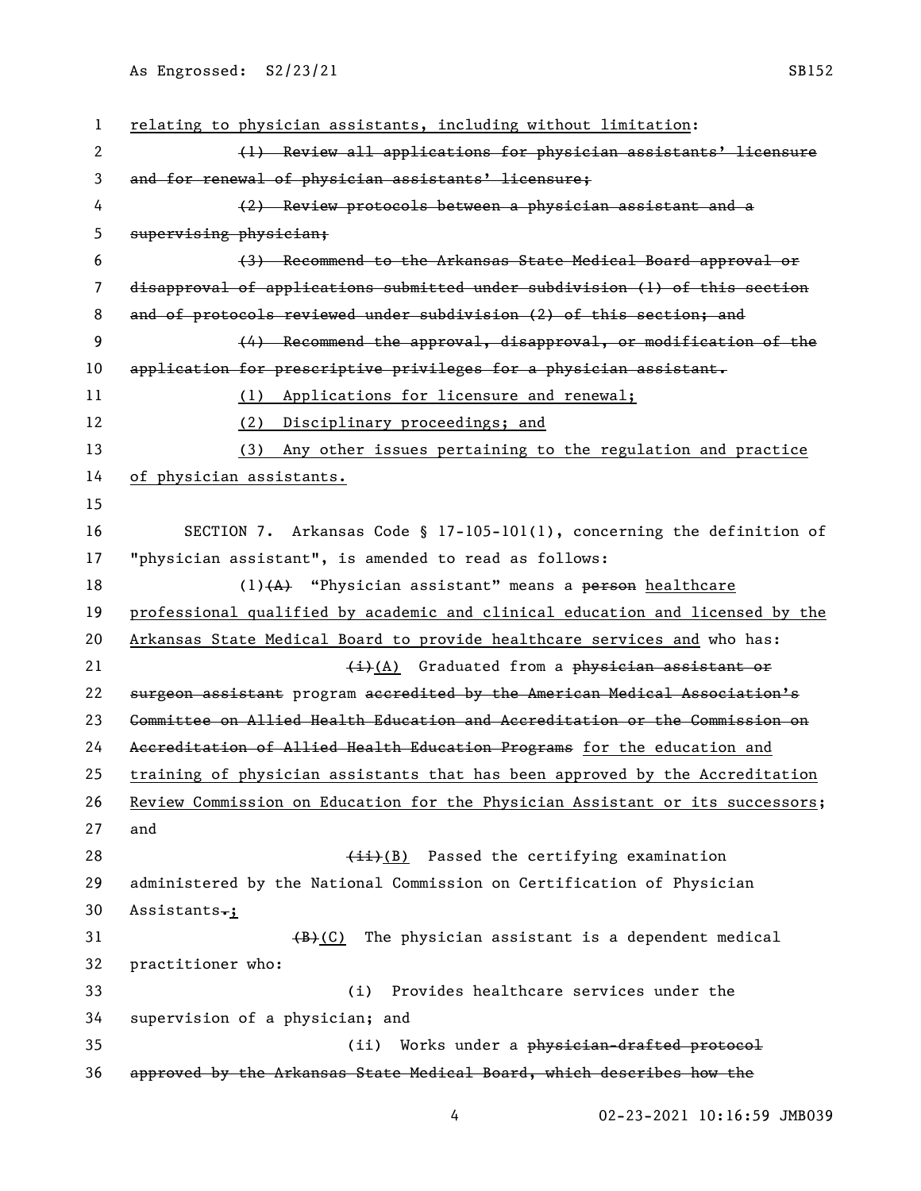relating to physician assistants, including without limitation:

~~(1) Review all applications for physician assistants' licensure and for renewal of physician assistants' licensure;~~

~~(2) Review protocols between a physician assistant and a supervising physician;~~

~~(3) Recommend to the Arkansas State Medical Board approval or disapproval of applications submitted under subdivision (1) of this section and of protocols reviewed under subdivision (2) of this section; and~~

~~(4) Recommend the approval, disapproval, or modification of the application for prescriptive privileges for a physician assistant.~~

<u>(1) Applications for licensure and renewal;</u>

<u>(2) Disciplinary proceedings; and</u>

<u>(3) Any other issues pertaining to the regulation and practice of physician assistants.</u>

SECTION 7. Arkansas Code § 17-105-101(1), concerning the definition of "physician assistant", is amended to read as follows:

(1)~~(A)~~ "Physician assistant" means a ~~person~~ <u>healthcare professional qualified by academic and clinical education and licensed by the Arkansas State Medical Board to provide healthcare services and</u> who has:

~~(i)~~<u>(A)</u> Graduated from a ~~physician assistant or surgeon assistant~~ program ~~accredited by the American Medical Association's Committee on Allied Health Education and Accreditation or the Commission on Accreditation of Allied Health Education Programs~~ <u>for the education and training of physician assistants that has been approved by the Accreditation Review Commission on Education for the Physician Assistant or its successors</u>; and

~~(ii)~~<u>(B)</u> Passed the certifying examination administered by the National Commission on Certification of Physician Assistants~~.~~<u>;</u>

~~(B)~~<u>(C)</u> The physician assistant is a dependent medical practitioner who:

(i) Provides healthcare services under the supervision of a physician; and

(ii) Works under a ~~physician-drafted protocol approved by the Arkansas State Medical Board, which describes how the~~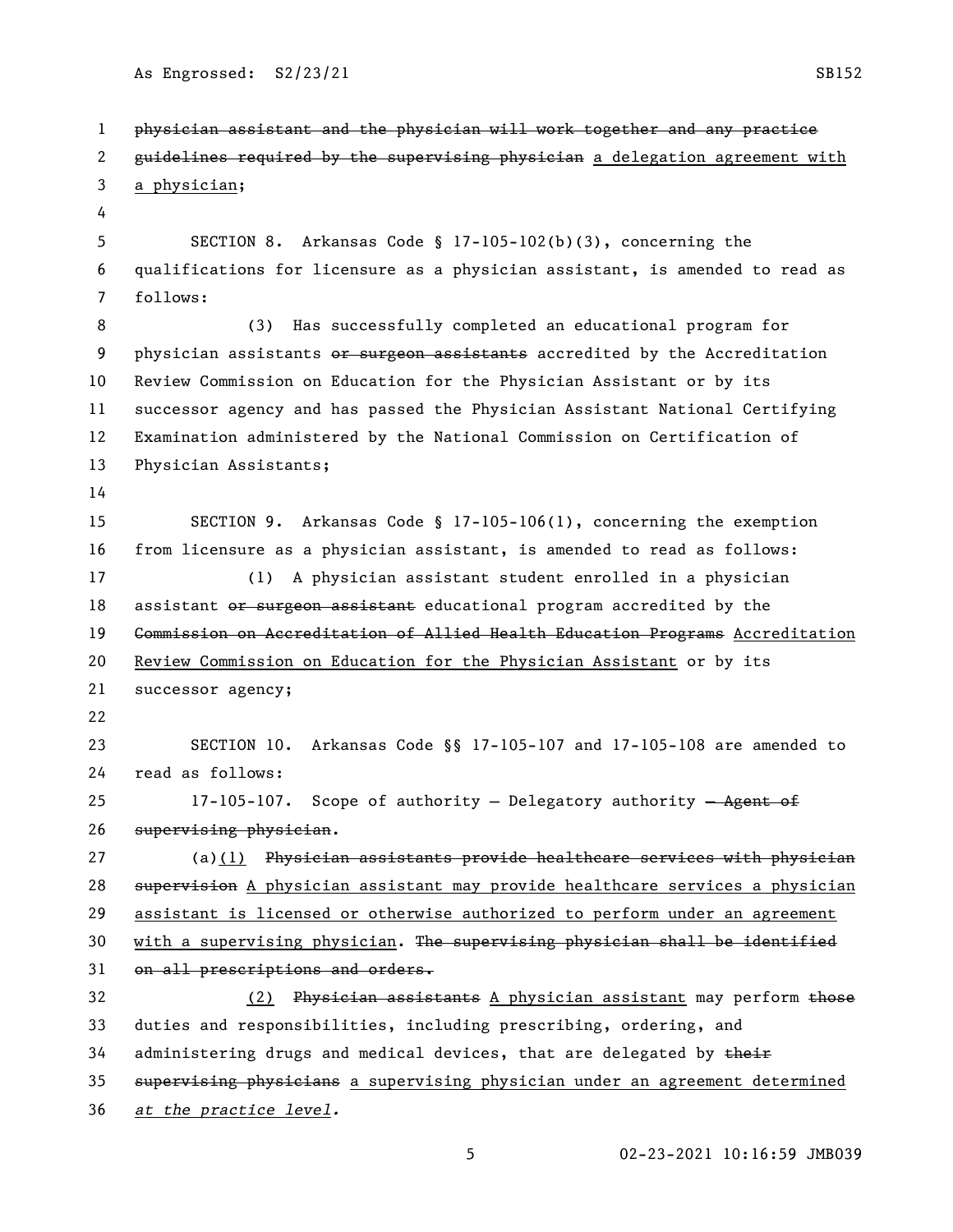~~physician assistant and the physician will work together and any practice guidelines required by the supervising physician~~ a delegation agreement with a physician;

SECTION 8. Arkansas Code § 17-105-102(b)(3), concerning the qualifications for licensure as a physician assistant, is amended to read as follows:

(3) Has successfully completed an educational program for physician assistants ~~or surgeon assistants~~ accredited by the Accreditation Review Commission on Education for the Physician Assistant or by its successor agency and has passed the Physician Assistant National Certifying Examination administered by the National Commission on Certification of Physician Assistants;

SECTION 9. Arkansas Code § 17-105-106(1), concerning the exemption from licensure as a physician assistant, is amended to read as follows:

(1) A physician assistant student enrolled in a physician assistant ~~or surgeon assistant~~ educational program accredited by the ~~Commission on Accreditation of Allied Health Education Programs~~ Accreditation Review Commission on Education for the Physician Assistant or by its successor agency;

SECTION 10. Arkansas Code §§ 17-105-107 and 17-105-108 are amended to read as follows:

17-105-107. Scope of authority — Delegatory authority ~~— Agent of supervising physician~~.

(a)(1) ~~Physician assistants provide healthcare services with physician supervision~~ A physician assistant may provide healthcare services a physician assistant is licensed or otherwise authorized to perform under an agreement with a supervising physician. ~~The supervising physician shall be identified on all prescriptions and orders.~~

(2) ~~Physician assistants~~ A physician assistant may perform ~~those~~ duties and responsibilities, including prescribing, ordering, and administering drugs and medical devices, that are delegated by ~~their supervising physicians~~ a supervising physician under an agreement determined *at the practice level.*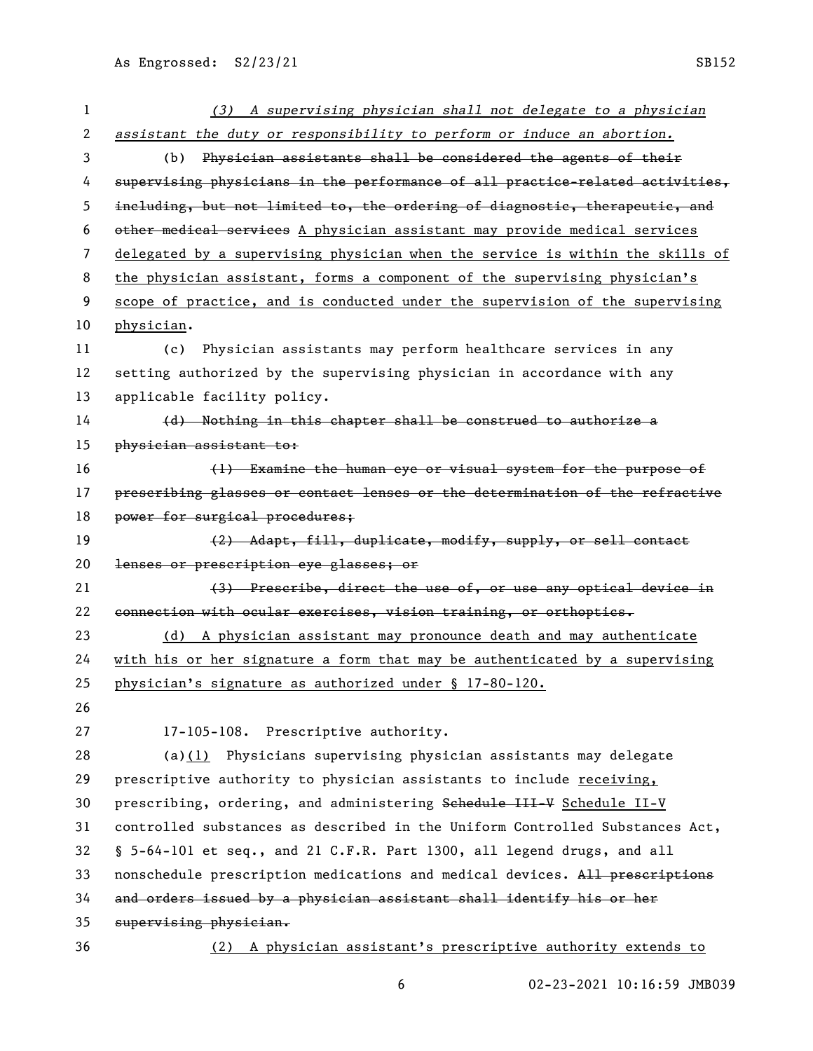*(3) A supervising physician shall not delegate to a physician assistant the duty or responsibility to perform or induce an abortion.*

(b) ~~Physician assistants shall be considered the agents of their supervising physicians in the performance of all practice-related activities, including, but not limited to, the ordering of diagnostic, therapeutic, and other medical services~~ <u>A physician assistant may provide medical services delegated by a supervising physician when the service is within the skills of the physician assistant, forms a component of the supervising physician's scope of practice, and is conducted under the supervision of the supervising physician</u>.

(c) Physician assistants may perform healthcare services in any setting authorized by the supervising physician in accordance with any applicable facility policy.

~~(d) Nothing in this chapter shall be construed to authorize a physician assistant to:~~

~~(1) Examine the human eye or visual system for the purpose of prescribing glasses or contact lenses or the determination of the refractive power for surgical procedures;~~

~~(2) Adapt, fill, duplicate, modify, supply, or sell contact lenses or prescription eye glasses; or~~

~~(3) Prescribe, direct the use of, or use any optical device in connection with ocular exercises, vision training, or orthoptics.~~

<u>(d) A physician assistant may pronounce death and may authenticate with his or her signature a form that may be authenticated by a supervising physician's signature as authorized under § 17-80-120.</u>

17-105-108. Prescriptive authority.

(a)<u>(1)</u> Physicians supervising physician assistants may delegate prescriptive authority to physician assistants to include <u>receiving,</u> prescribing, ordering, and administering ~~Schedule III-V~~ <u>Schedule II-V</u> controlled substances as described in the Uniform Controlled Substances Act, § 5-64-101 et seq., and 21 C.F.R. Part 1300, all legend drugs, and all nonschedule prescription medications and medical devices. ~~All prescriptions and orders issued by a physician assistant shall identify his or her supervising physician.~~

<u>(2) A physician assistant's prescriptive authority extends to</u>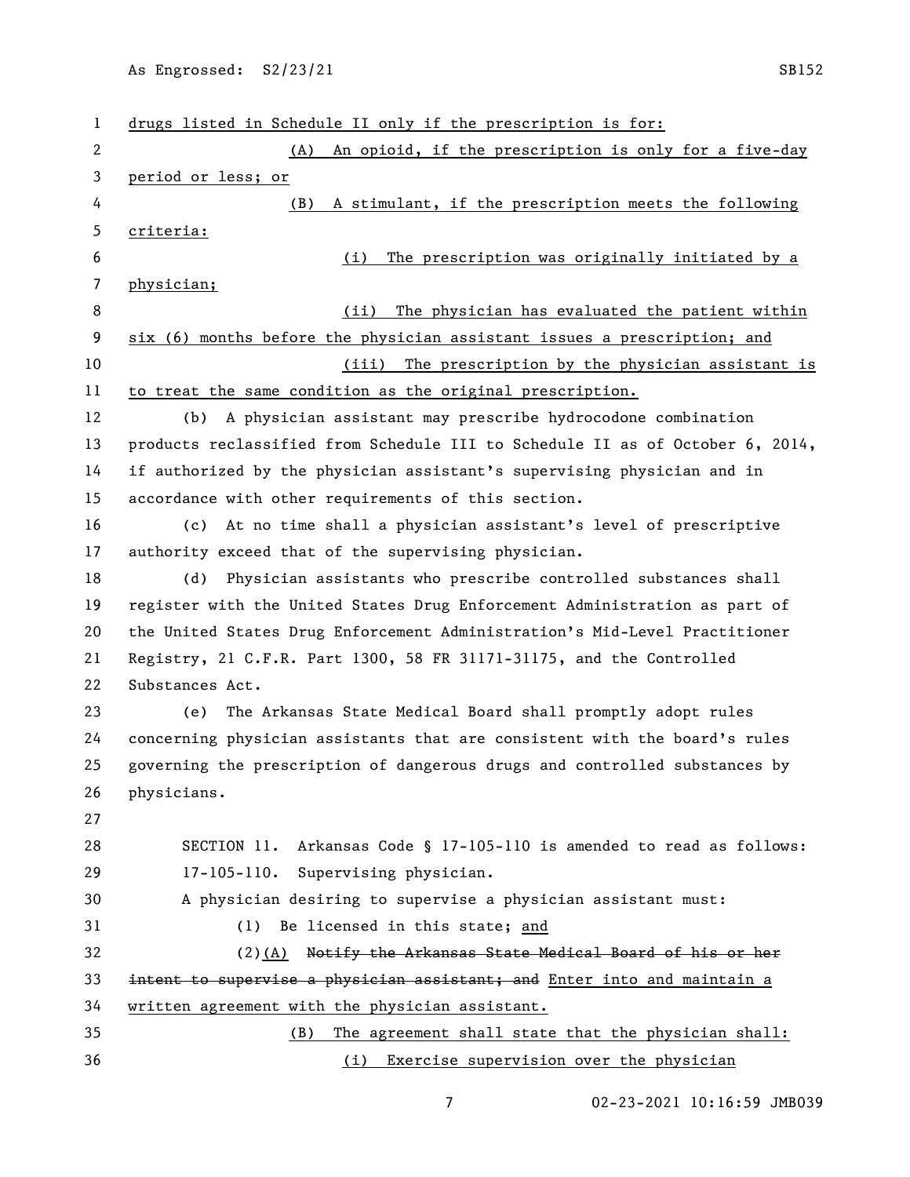drugs listed in Schedule II only if the prescription is for:

(A) An opioid, if the prescription is only for a five-day period or less; or

(B) A stimulant, if the prescription meets the following criteria:

(i) The prescription was originally initiated by a physician;

(ii) The physician has evaluated the patient within six (6) months before the physician assistant issues a prescription; and

(iii) The prescription by the physician assistant is to treat the same condition as the original prescription.

(b) A physician assistant may prescribe hydrocodone combination products reclassified from Schedule III to Schedule II as of October 6, 2014, if authorized by the physician assistant's supervising physician and in accordance with other requirements of this section.

(c) At no time shall a physician assistant's level of prescriptive authority exceed that of the supervising physician.

(d) Physician assistants who prescribe controlled substances shall register with the United States Drug Enforcement Administration as part of the United States Drug Enforcement Administration's Mid-Level Practitioner Registry, 21 C.F.R. Part 1300, 58 FR 31171-31175, and the Controlled Substances Act.

(e) The Arkansas State Medical Board shall promptly adopt rules concerning physician assistants that are consistent with the board's rules governing the prescription of dangerous drugs and controlled substances by physicians.

SECTION 11. Arkansas Code § 17-105-110 is amended to read as follows:

17-105-110. Supervising physician.

A physician desiring to supervise a physician assistant must:

(1) Be licensed in this state; and

(2)(A) ~~Notify the Arkansas State Medical Board of his or her intent to supervise a physician assistant; and~~ Enter into and maintain a written agreement with the physician assistant.

(B) The agreement shall state that the physician shall:

(i) Exercise supervision over the physician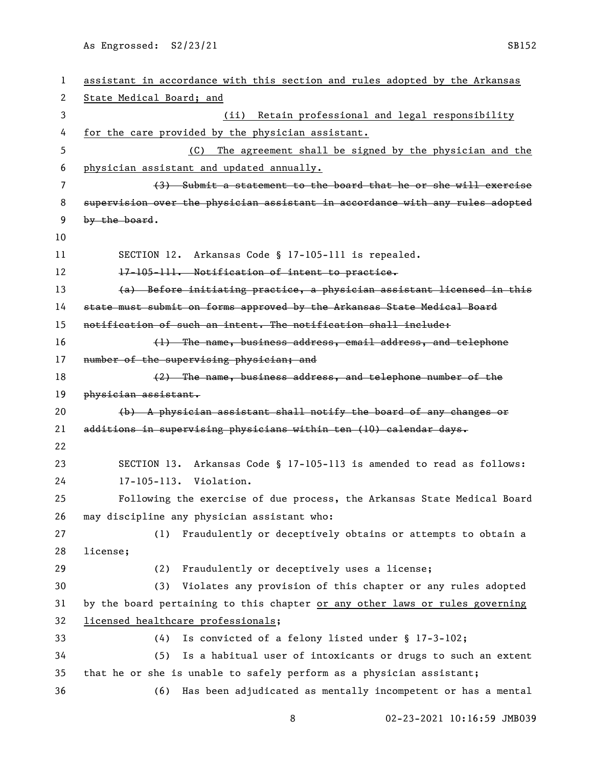assistant in accordance with this section and rules adopted by the Arkansas State Medical Board; and

(ii) Retain professional and legal responsibility for the care provided by the physician assistant.

(C) The agreement shall be signed by the physician and the physician assistant and updated annually.

~~(3) Submit a statement to the board that he or she will exercise supervision over the physician assistant in accordance with any rules adopted by the board~~.

SECTION 12. Arkansas Code § 17-105-111 is repealed.

~~17-105-111. Notification of intent to practice.~~

~~(a) Before initiating practice, a physician assistant licensed in this state must submit on forms approved by the Arkansas State Medical Board notification of such an intent. The notification shall include:~~

~~(1) The name, business address, email address, and telephone number of the supervising physician; and~~

~~(2) The name, business address, and telephone number of the physician assistant.~~

~~(b) A physician assistant shall notify the board of any changes or additions in supervising physicians within ten (10) calendar days.~~

SECTION 13. Arkansas Code § 17-105-113 is amended to read as follows:

17-105-113. Violation.

Following the exercise of due process, the Arkansas State Medical Board may discipline any physician assistant who:

(1) Fraudulently or deceptively obtains or attempts to obtain a license;

(2) Fraudulently or deceptively uses a license;

(3) Violates any provision of this chapter or any rules adopted by the board pertaining to this chapter or any other laws or rules governing licensed healthcare professionals;

(4) Is convicted of a felony listed under § 17-3-102;

(5) Is a habitual user of intoxicants or drugs to such an extent that he or she is unable to safely perform as a physician assistant;

(6) Has been adjudicated as mentally incompetent or has a mental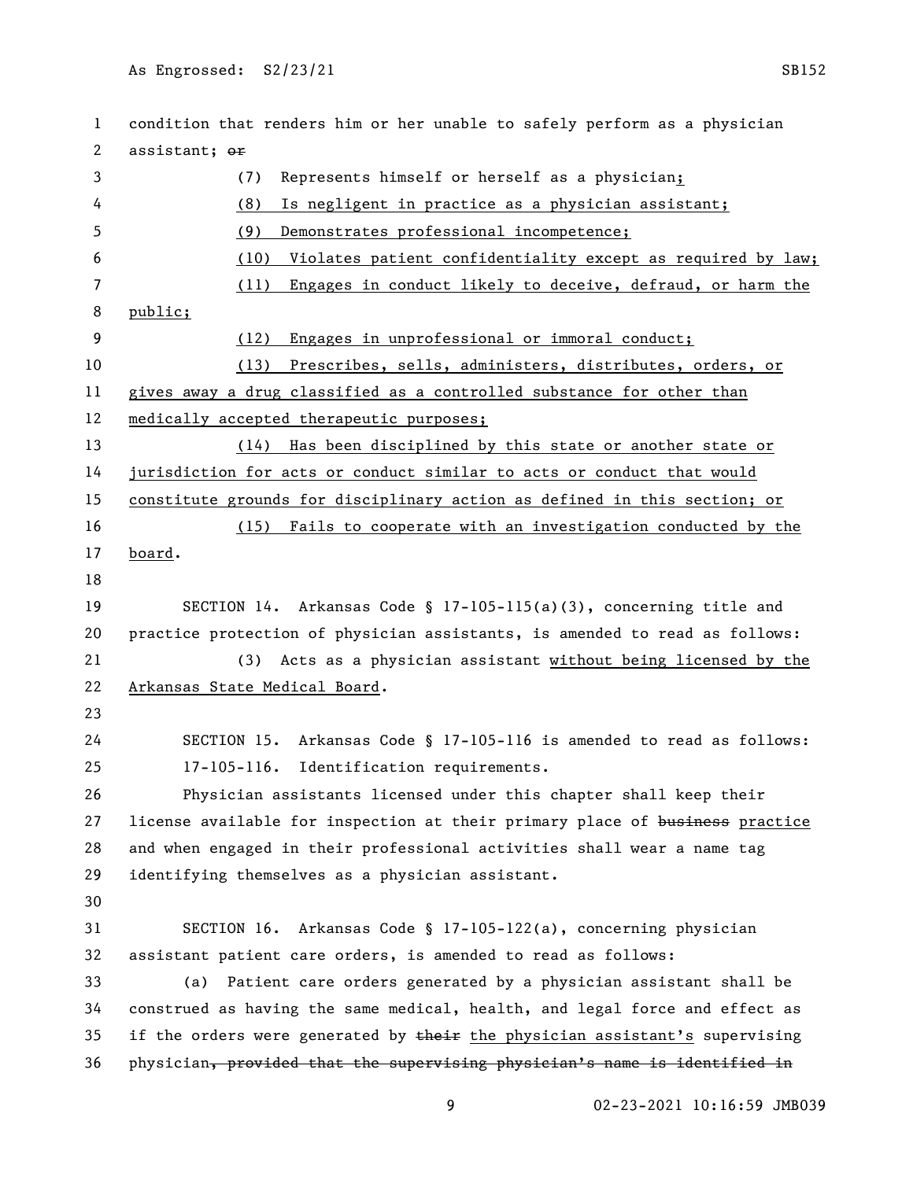condition that renders him or her unable to safely perform as a physician assistant; ~~or~~

(7) Represents himself or herself as a physician;

(8) Is negligent in practice as a physician assistant;

(9) Demonstrates professional incompetence;

(10) Violates patient confidentiality except as required by law;

(11) Engages in conduct likely to deceive, defraud, or harm the public;

(12) Engages in unprofessional or immoral conduct;

(13) Prescribes, sells, administers, distributes, orders, or gives away a drug classified as a controlled substance for other than medically accepted therapeutic purposes;

(14) Has been disciplined by this state or another state or jurisdiction for acts or conduct similar to acts or conduct that would constitute grounds for disciplinary action as defined in this section; or

(15) Fails to cooperate with an investigation conducted by the board.

SECTION 14. Arkansas Code § 17-105-115(a)(3), concerning title and practice protection of physician assistants, is amended to read as follows:

(3) Acts as a physician assistant without being licensed by the Arkansas State Medical Board.

SECTION 15. Arkansas Code § 17-105-116 is amended to read as follows:

17-105-116. Identification requirements.

Physician assistants licensed under this chapter shall keep their license available for inspection at their primary place of ~~business~~ practice and when engaged in their professional activities shall wear a name tag identifying themselves as a physician assistant.

SECTION 16. Arkansas Code § 17-105-122(a), concerning physician assistant patient care orders, is amended to read as follows:

(a) Patient care orders generated by a physician assistant shall be construed as having the same medical, health, and legal force and effect as if the orders were generated by ~~their~~ the physician assistant's supervising physician~~, provided that the supervising physician's name is identified in~~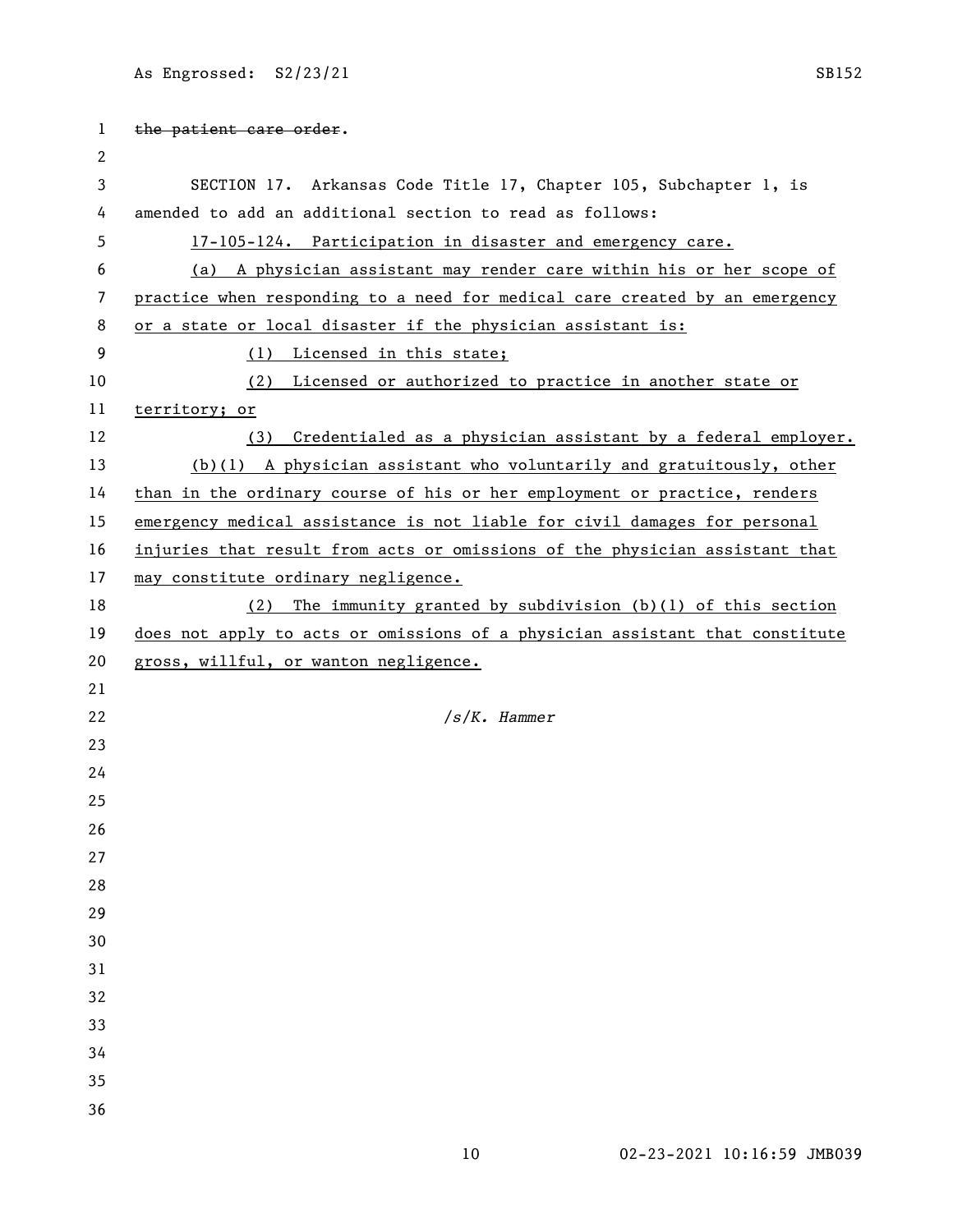~~the patient care order~~.

SECTION 17. Arkansas Code Title 17, Chapter 105, Subchapter 1, is amended to add an additional section to read as follows:

<u>17-105-124. Participation in disaster and emergency care.</u>

<u>(a) A physician assistant may render care within his or her scope of practice when responding to a need for medical care created by an emergency or a state or local disaster if the physician assistant is:</u>

<u>(1) Licensed in this state;</u>

<u>(2) Licensed or authorized to practice in another state or territory; or</u>

<u>(3) Credentialed as a physician assistant by a federal employer.</u>

<u>(b)(1) A physician assistant who voluntarily and gratuitously, other than in the ordinary course of his or her employment or practice, renders emergency medical assistance is not liable for civil damages for personal injuries that result from acts or omissions of the physician assistant that may constitute ordinary negligence.</u>

<u>(2) The immunity granted by subdivision (b)(1) of this section does not apply to acts or omissions of a physician assistant that constitute gross, willful, or wanton negligence.</u>

*/s/K. Hammer*